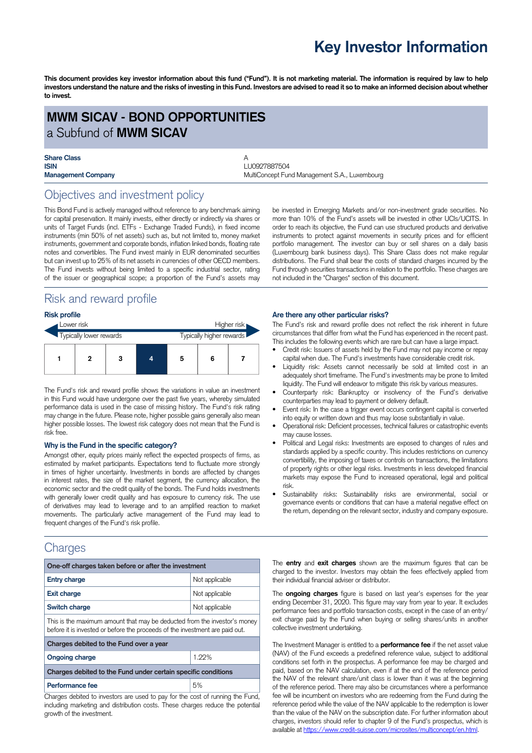# Key Investor Information

**This document provides key investor information about this fund ("Fund"). It is not marketing material. The information is required by law to help investors understand the nature and the risks of investing in this Fund. Investors are advised to read it so to make an informed decision about whether to invest.**

## MWM SICAV - BOND OPPORTUNITIES
a Subfund of **MWM SICAV**

| | |
|---|---|
| **Share Class** | A |
| **ISIN** | LU0927887504 |
| **Management Company** | MultiConcept Fund Management S.A., Luxembourg |

## Objectives and investment policy

This Bond Fund is actively managed without reference to any benchmark aiming for capital preservation. It mainly invests, either directly or indirectly via shares or units of Target Funds (incl. ETFs - Exchange Traded Funds), in fixed income instruments (min 50% of net assets) such as, but not limited to, money market instruments, government and corporate bonds, inflation linked bonds, floating rate notes and convertibles. The Fund invest mainly in EUR denominated securities but can invest up to 25% of its net assets in currencies of other OECD members. The Fund invests without being limited to a specific industrial sector, rating of the issuer or geographical scope; a proportion of the Fund's assets may be invested in Emerging Markets and/or non-investment grade securities. No more than 10% of the Fund's assets will be invested in other UCIs/UCITS. In order to reach its objective, the Fund can use structured products and derivative instruments to protect against movements in security prices and for efficient portfolio management. The investor can buy or sell shares on a daily basis (Luxembourg bank business days). This Share Class does not make regular distributions. The Fund shall bear the costs of standard charges incurred by the Fund through securities transactions in relation to the portfolio. These charges are not included in the "Charges" section of this document.

## Risk and reward profile

### Risk profile

Lower risk — Higher risk

Typically lower rewards — Typically higher rewards

| 1 | 2 | 3 | **4** | 5 | 6 | 7 |
|---|---|---|---|---|---|---|

The Fund's risk and reward profile shows the variations in value an investment in this Fund would have undergone over the past five years, whereby simulated performance data is used in the case of missing history. The Fund's risk rating may change in the future. Please note, higher possible gains generally also mean higher possible losses. The lowest risk category does not mean that the Fund is risk free.

### Why is the Fund in the specific category?

Amongst other, equity prices mainly reflect the expected prospects of firms, as estimated by market participants. Expectations tend to fluctuate more strongly in times of higher uncertainty. Investments in bonds are affected by changes in interest rates, the size of the market segment, the currency allocation, the economic sector and the credit quality of the bonds. The Fund holds investments with generally lower credit quality and has exposure to currency risk. The use of derivatives may lead to leverage and to an amplified reaction to market movements. The particularly active management of the Fund may lead to frequent changes of the Fund's risk profile.

### Are there any other particular risks?

The Fund's risk and reward profile does not reflect the risk inherent in future circumstances that differ from what the Fund has experienced in the recent past. This includes the following events which are rare but can have a large impact.

- Credit risk: Issuers of assets held by the Fund may not pay income or repay capital when due. The Fund's investments have considerable credit risk.
- Liquidity risk: Assets cannot necessarily be sold at limited cost in an adequately short timeframe. The Fund's investments may be prone to limited liquidity. The Fund will endeavor to mitigate this risk by various measures.
- Counterparty risk: Bankruptcy or insolvency of the Fund's derivative counterparties may lead to payment or delivery default.
- Event risk: In the case a trigger event occurs contingent capital is converted into equity or written down and thus may loose substantially in value.
- Operational risk: Deficient processes, technical failures or catastrophic events may cause losses.
- Political and Legal risks: Investments are exposed to changes of rules and standards applied by a specific country. This includes restrictions on currency convertibility, the imposing of taxes or controls on transactions, the limitations of property rights or other legal risks. Investments in less developed financial markets may expose the Fund to increased operational, legal and political risk.
- Sustainability risks: Sustainability risks are environmental, social or governance events or conditions that can have a material negative effect on the return, depending on the relevant sector, industry and company exposure.

## Charges

| One-off charges taken before or after the investment | |
|---|---|
| **Entry charge** | Not applicable |
| **Exit charge** | Not applicable |
| **Switch charge** | Not applicable |
| This is the maximum amount that may be deducted from the investor's money before it is invested or before the proceeds of the investment are paid out. | |
| **Charges debited to the Fund over a year** | |
| **Ongoing charge** | 1.22% |
| **Charges debited to the Fund under certain specific conditions** | |
| **Performance fee** | 5% |

Charges debited to investors are used to pay for the cost of running the Fund, including marketing and distribution costs. These charges reduce the potential growth of the investment.

The **entry** and **exit charges** shown are the maximum figures that can be charged to the investor. Investors may obtain the fees effectively applied from their individual financial adviser or distributor.

The **ongoing charges** figure is based on last year's expenses for the year ending December 31, 2020. This figure may vary from year to year. It excludes performance fees and portfolio transaction costs, except in the case of an entry/ exit charge paid by the Fund when buying or selling shares/units in another collective investment undertaking.

The Investment Manager is entitled to a **performance fee** if the net asset value (NAV) of the Fund exceeds a predefined reference value, subject to additional conditions set forth in the prospectus. A performance fee may be charged and paid, based on the NAV calculation, even if at the end of the reference period the NAV of the relevant share/unit class is lower than it was at the beginning of the reference period. There may also be circumstances where a performance fee will be incumbent on investors who are redeeming from the Fund during the reference period while the value of the NAV applicable to the redemption is lower than the value of the NAV on the subscription date. For further information about charges, investors should refer to chapter 9 of the Fund's prospectus, which is available at https://www.credit-suisse.com/microsites/multiconcept/en.html.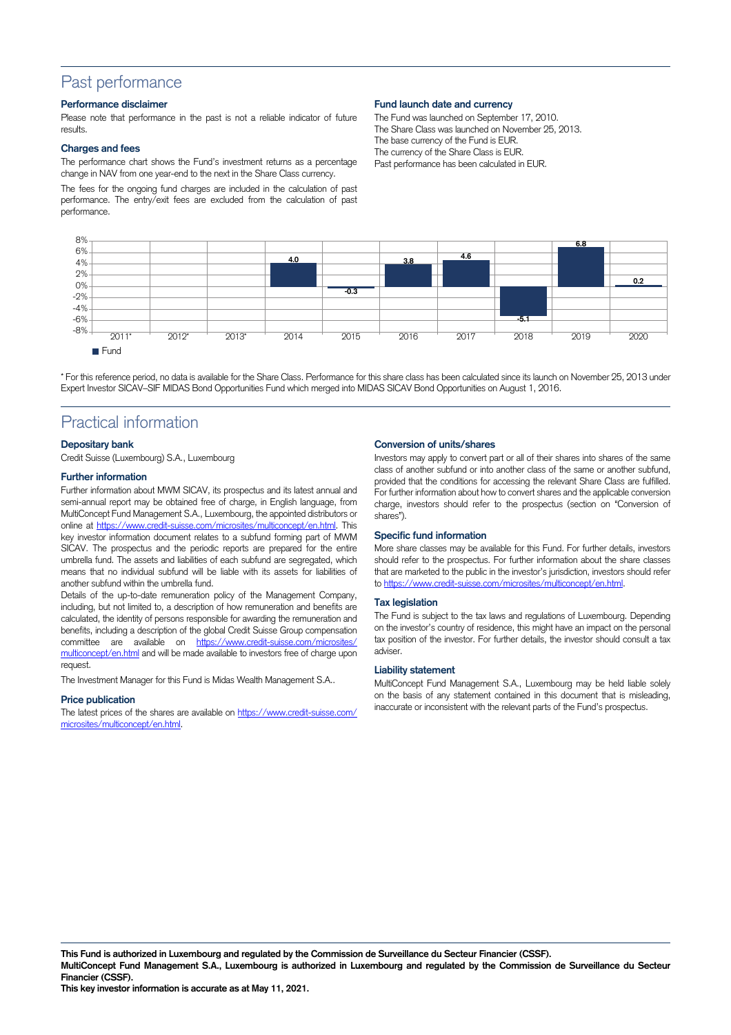# Past performance

### Performance disclaimer

Please note that performance in the past is not a reliable indicator of future results.

### Charges and fees

The performance chart shows the Fund's investment returns as a percentage change in NAV from one year-end to the next in the Share Class currency.

The fees for the ongoing fund charges are included in the calculation of past performance. The entry/exit fees are excluded from the calculation of past performance.

### Fund launch date and currency

The Fund was launched on September 17, 2010.
The Share Class was launched on November 25, 2013.
The base currency of the Fund is EUR.
The currency of the Share Class is EUR.
Past performance has been calculated in EUR.

8%
6%
4%
2%
0%
-2%
-4%
-6%
-8%

4.0
-0.3
3.8
4.6
-5.1
6.8
0.2

2011* 2012* 2013* 2014 2015 2016 2017 2018 2019 2020

Fund

\* For this reference period, no data is available for the Share Class. Performance for this share class has been calculated since its launch on November 25, 2013 under Expert Investor SICAV–SIF MIDAS Bond Opportunities Fund which merged into MIDAS SICAV Bond Opportunities on August 1, 2016.

# Practical information

### Depositary bank

Credit Suisse (Luxembourg) S.A., Luxembourg

### Further information

Further information about MWM SICAV, its prospectus and its latest annual and semi-annual report may be obtained free of charge, in English language, from MultiConcept Fund Management S.A., Luxembourg, the appointed distributors or online at https://www.credit-suisse.com/microsites/multiconcept/en.html. This key investor information document relates to a subfund forming part of MWM SICAV. The prospectus and the periodic reports are prepared for the entire umbrella fund. The assets and liabilities of each subfund are segregated, which means that no individual subfund will be liable with its assets for liabilities of another subfund within the umbrella fund.

Details of the up-to-date remuneration policy of the Management Company, including, but not limited to, a description of how remuneration and benefits are calculated, the identity of persons responsible for awarding the remuneration and benefits, including a description of the global Credit Suisse Group compensation committee are available on https://www.credit-suisse.com/microsites/multiconcept/en.html and will be made available to investors free of charge upon request.

The Investment Manager for this Fund is Midas Wealth Management S.A..

### Price publication

The latest prices of the shares are available on https://www.credit-suisse.com/microsites/multiconcept/en.html.

### Conversion of units/shares

Investors may apply to convert part or all of their shares into shares of the same class of another subfund or into another class of the same or another subfund, provided that the conditions for accessing the relevant Share Class are fulfilled. For further information about how to convert shares and the applicable conversion charge, investors should refer to the prospectus (section on "Conversion of shares").

### Specific fund information

More share classes may be available for this Fund. For further details, investors should refer to the prospectus. For further information about the share classes that are marketed to the public in the investor's jurisdiction, investors should refer to https://www.credit-suisse.com/microsites/multiconcept/en.html.

### Tax legislation

The Fund is subject to the tax laws and regulations of Luxembourg. Depending on the investor's country of residence, this might have an impact on the personal tax position of the investor. For further details, the investor should consult a tax adviser.

### Liability statement

MultiConcept Fund Management S.A., Luxembourg may be held liable solely on the basis of any statement contained in this document that is misleading, inaccurate or inconsistent with the relevant parts of the Fund's prospectus.

**This Fund is authorized in Luxembourg and regulated by the Commission de Surveillance du Secteur Financier (CSSF).**
**MultiConcept Fund Management S.A., Luxembourg is authorized in Luxembourg and regulated by the Commission de Surveillance du Secteur Financier (CSSF).**
**This key investor information is accurate as at May 11, 2021.**